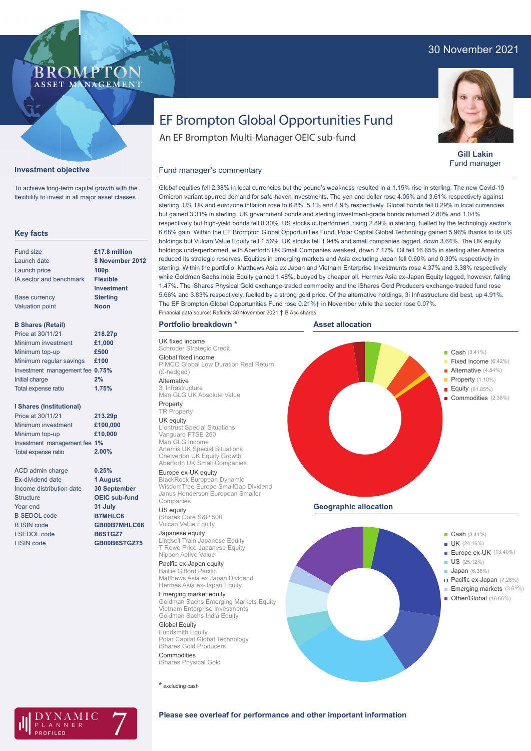30 November 2021

BROMPTON ASSET MANAGEMENT

# EF Brompton Global Opportunities Fund

An EF Brompton Multi-Manager OEIC sub-fund

**Gill Lakin**
Fund manager

## Investment objective

To achieve long-term capital growth with the flexibility to invest in all major asset classes.

## Key facts

| | |
|---|---|
| Fund size | £17.8 million |
| Launch date | 8 November 2012 |
| Launch price | 100p |
| IA sector and benchmark | Flexible Investment |
| Base currency | Sterling |
| Valuation point | Noon |

**B Shares (Retail)**

| | |
|---|---|
| Price at 30/11/21 | 218.27p |
| Minimum investment | £1,000 |
| Minimum top-up | £500 |
| Minimum regular savings | £100 |
| Investment management fee | 0.75% |
| Initial charge | 2% |
| Total expense ratio | 1.75% |

**I Shares (Institutional)**

| | |
|---|---|
| Price at 30/11/21 | 213.29p |
| Minimum investment | £100,000 |
| Minimum top-up | £10,000 |
| Investment management fee | 1% |
| Total expense ratio | 2.00% |

| | |
|---|---|
| ACD admin charge | 0.25% |
| Ex-dividend date | 1 August |
| Income distribution date | 30 September |
| Structure | OEIC sub-fund |
| Year end | 31 July |
| B SEDOL code | B7MHLC6 |
| B ISIN code | GB00B7MHLC66 |
| I SEDOL code | B6STGZ7 |
| I ISIN code | GB00B6STGZ75 |

## Fund manager's commentary

Global equities fell 2.38% in local currencies but the pound's weakness resulted in a 1.15% rise in sterling. The new Covid-19 Omicron variant spurred demand for safe-haven investments. The yen and dollar rose 4.05% and 3.61% respectively against sterling. US, UK and eurozone inflation rose to 6.8%, 5.1% and 4.9% respectively. Global bonds fell 0.29% in local currencies but gained 3.31% in sterling. UK government bonds and sterling investment-grade bonds returned 2.80% and 1.04% respectively but high-yield bonds fell 0.30%. US stocks outperformed, rising 2.89% in sterling, fuelled by the technology sector's 6.68% gain. Within the EF Brompton Global Opportunities Fund, Polar Capital Global Technology gained 5.96% thanks to its US holdings but Vulcan Value Equity fell 1.56%. UK stocks fell 1.94% and small companies lagged, down 3.64%. The UK equity holdings underperformed, with Aberforth UK Small Companies weakest, down 7.17%. Oil fell 16.65% in sterling after America reduced its strategic reserves. Equities in emerging markets and Asia excluding Japan fell 0.60% and 0.39% respectively in sterling. Within the portfolio, Matthews Asia ex Japan and Vietnam Enterprise Investments rose 4.37% and 3.38% respectively while Goldman Sachs India Equity gained 1.48%, buoyed by cheaper oil. Hermes Asia ex-Japan Equity lagged, however, falling 1.47%. The iShares Physical Gold exchange-traded commodity and the iShares Gold Producers exchange-traded fund rose 5.66% and 3.83% respectively, fuelled by a strong gold price. Of the alternative holdings, 3i Infrastructure did best, up 4.91%. The EF Brompton Global Opportunities Fund rose 0.21%† in November while the sector rose 0.07%.

Financial data source: Refinitiv 30 November 2021 † B Acc shares

## Portfolio breakdown *

UK fixed income
- Schroder Strategic Credit

Global fixed income
- PIMCO Global Low Duration Real Return (£-hedged)

Alternative
- 3i Infrastructure
- Man GLG UK Absolute Value

Property
- TR Property

UK equity
- Liontrust Special Situations
- Vanguard FTSE 250
- Man GLG Income
- Artemis UK Special Situations
- Chelverton UK Equity Growth
- Aberforth UK Small Companies

Europe ex-UK equity
- BlackRock European Dynamic
- WisdomTree Europe SmallCap Dividend
- Janus Henderson European Smaller Companies

US equity
- iShares Core S&P 500
- Vulcan Value Equity

Japanese equity
- Lindsell Train Japanese Equity
- T Rowe Price Japanese Equity
- Nippon Active Value

Pacific ex-Japan equity
- Baillie Gifford Pacific
- Matthews Asia ex Japan Dividend
- Hermes Asia ex-Japan Equity

Emerging market equity
- Goldman Sachs Emerging Markets Equity
- Vietnam Enterprise Investments
- Goldman Sachs India Equity

Global Equity
- Fundsmith Equity
- Polar Capital Global Technology
- iShares Gold Producers

Commodities
- iShares Physical Gold

\* excluding cash

## Asset allocation

- Cash (3.41%)
- Fixed income (6.42%)
- Alternative (4.84%)
- Property (1.10%)
- Equity (81.85%)
- Commodities (2.38%)

## Geographic allocation

- Cash (3.41%)
- UK (24.16%)
- Europe ex-UK (13.40%)
- US (25.12%)
- Japan (6.38%)
- Pacific ex-Japan (7.26%)
- Emerging markets (3.61%)
- Other/Global (16.66%)

DYNAMIC PLANNER PROFILED 7

**Please see overleaf for performance and other important information**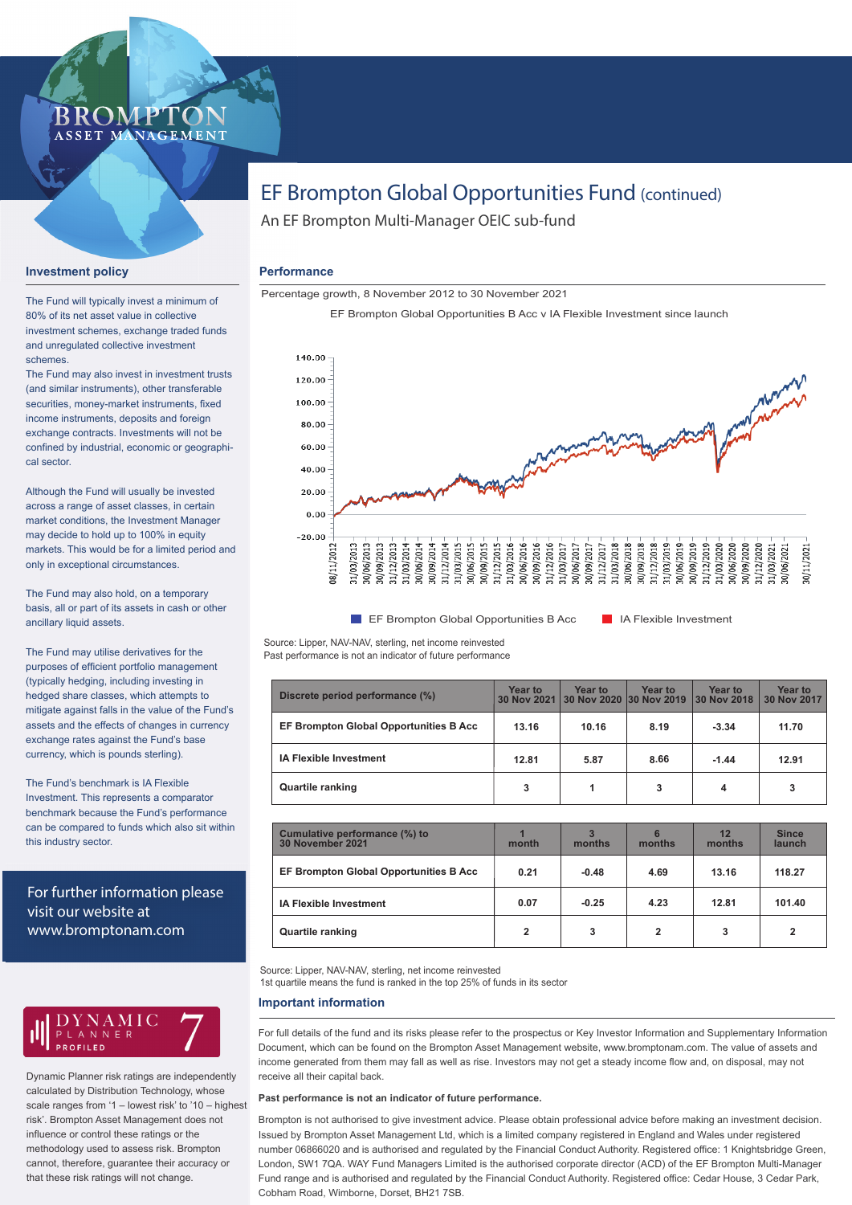# EF Brompton Global Opportunities Fund (continued)

An EF Brompton Multi-Manager OEIC sub-fund

## Investment policy

The Fund will typically invest a minimum of 80% of its net asset value in collective investment schemes, exchange traded funds and unregulated collective investment schemes.

The Fund may also invest in investment trusts (and similar instruments), other transferable securities, money-market instruments, fixed income instruments, deposits and foreign exchange contracts. Investments will not be confined by industrial, economic or geographical sector.

Although the Fund will usually be invested across a range of asset classes, in certain market conditions, the Investment Manager may decide to hold up to 100% in equity markets. This would be for a limited period and only in exceptional circumstances.

The Fund may also hold, on a temporary basis, all or part of its assets in cash or other ancillary liquid assets.

The Fund may utilise derivatives for the purposes of efficient portfolio management (typically hedging, including investing in hedged share classes, which attempts to mitigate against falls in the value of the Fund's assets and the effects of changes in currency exchange rates against the Fund's base currency, which is pounds sterling).

The Fund's benchmark is IA Flexible Investment. This represents a comparator benchmark because the Fund's performance can be compared to funds which also sit within this industry sector.

For further information please visit our website at www.bromptonam.com

Dynamic Planner risk ratings are independently calculated by Distribution Technology, whose scale ranges from '1 – lowest risk' to '10 – highest risk'. Brompton Asset Management does not influence or control these ratings or the methodology used to assess risk. Brompton cannot, therefore, guarantee their accuracy or that these risk ratings will not change.

## Performance

Percentage growth, 8 November 2012 to 30 November 2021

EF Brompton Global Opportunities B Acc v IA Flexible Investment since launch

140.00
120.00
100.00
80.00
60.00
40.00
20.00
0.00
-20.00

08/11/2012, 31/03/2013, 30/06/2013, 30/09/2013, 31/12/2013, 31/03/2014, 30/06/2014, 30/09/2014, 31/12/2014, 31/03/2015, 30/06/2015, 30/09/2015, 31/12/2015, 31/03/2016, 30/06/2016, 30/09/2016, 31/12/2016, 31/03/2017, 30/06/2017, 30/09/2017, 31/12/2017, 31/03/2018, 30/06/2018, 30/09/2018, 31/12/2018, 31/03/2019, 30/06/2019, 30/09/2019, 31/12/2019, 31/03/2020, 30/06/2020, 30/09/2020, 31/12/2020, 31/03/2021, 30/06/2021, 30/11/2021

EF Brompton Global Opportunities B Acc    IA Flexible Investment

Source: Lipper, NAV-NAV, sterling, net income reinvested
Past performance is not an indicator of future performance

| Discrete period performance (%) | Year to 30 Nov 2021 | Year to 30 Nov 2020 | Year to 30 Nov 2019 | Year to 30 Nov 2018 | Year to 30 Nov 2017 |
|---|---|---|---|---|---|
| EF Brompton Global Opportunities B Acc | 13.16 | 10.16 | 8.19 | -3.34 | 11.70 |
| IA Flexible Investment | 12.81 | 5.87 | 8.66 | -1.44 | 12.91 |
| Quartile ranking | 3 | 1 | 3 | 4 | 3 |

| Cumulative performance (%) to 30 November 2021 | 1 month | 3 months | 6 months | 12 months | Since launch |
|---|---|---|---|---|---|
| EF Brompton Global Opportunities B Acc | 0.21 | -0.48 | 4.69 | 13.16 | 118.27 |
| IA Flexible Investment | 0.07 | -0.25 | 4.23 | 12.81 | 101.40 |
| Quartile ranking | 2 | 3 | 2 | 3 | 2 |

Source: Lipper, NAV-NAV, sterling, net income reinvested
1st quartile means the fund is ranked in the top 25% of funds in its sector

## Important information

For full details of the fund and its risks please refer to the prospectus or Key Investor Information and Supplementary Information Document, which can be found on the Brompton Asset Management website, www.bromptonam.com. The value of assets and income generated from them may fall as well as rise. Investors may not get a steady income flow and, on disposal, may not receive all their capital back.

**Past performance is not an indicator of future performance.**

Brompton is not authorised to give investment advice. Please obtain professional advice before making an investment decision. Issued by Brompton Asset Management Ltd, which is a limited company registered in England and Wales under registered number 06866020 and is authorised and regulated by the Financial Conduct Authority. Registered office: 1 Knightsbridge Green, London, SW1 7QA. WAY Fund Managers Limited is the authorised corporate director (ACD) of the EF Brompton Multi-Manager Fund range and is authorised and regulated by the Financial Conduct Authority. Registered office: Cedar House, 3 Cedar Park, Cobham Road, Wimborne, Dorset, BH21 7SB.